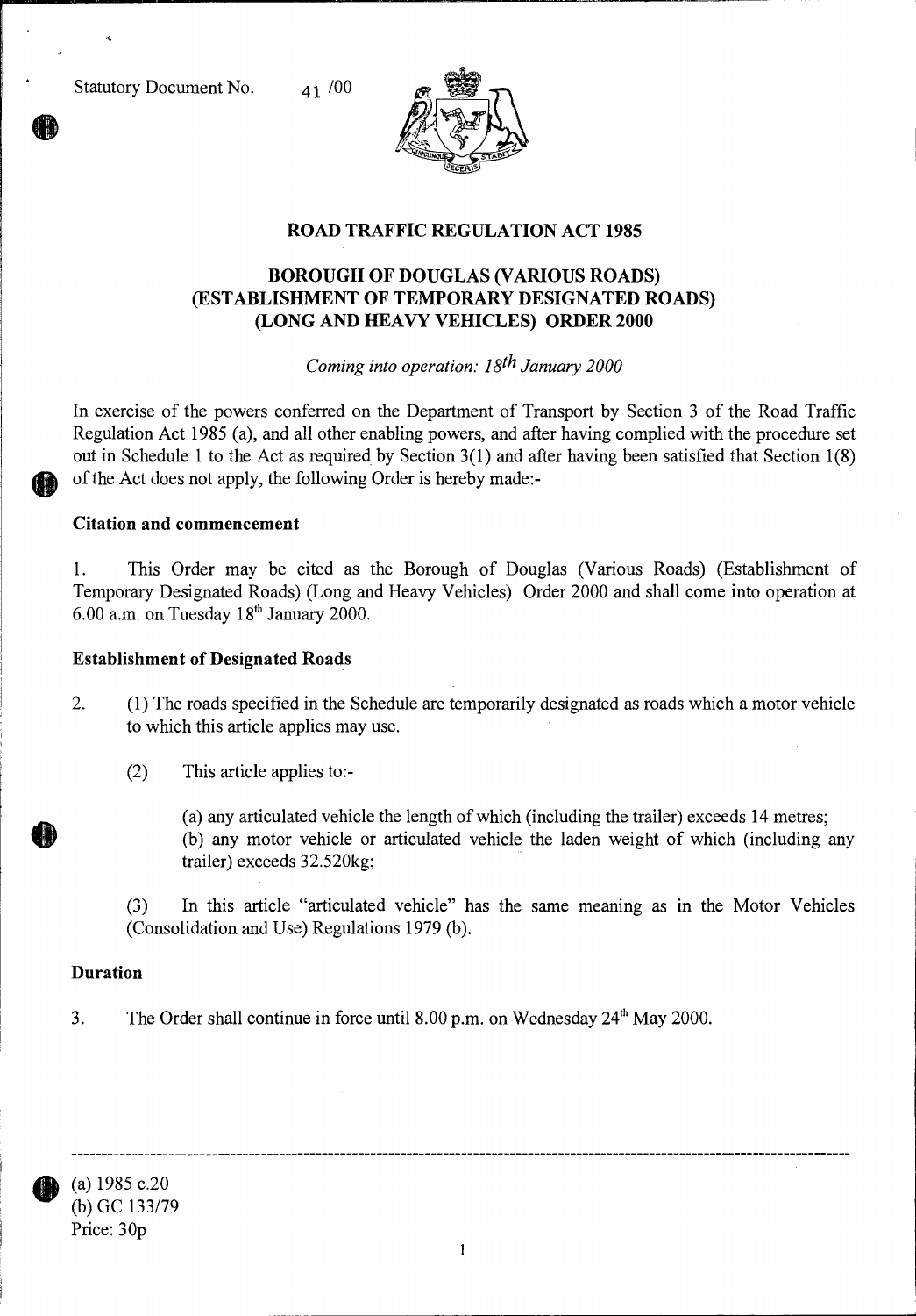Statutory Document No. 41 /00

# ROAD TRAFFIC REGULATION ACT 1985

## BOROUGH OF DOUGLAS (VARIOUS ROADS) (ESTABLISHMENT OF TEMPORARY DESIGNATED ROADS) (LONG AND HEAVY VEHICLES) ORDER 2000

*Coming into operation: 18th January 2000*

In exercise of the powers conferred on the Department of Transport by Section 3 of the Road Traffic Regulation Act 1985 (a), and all other enabling powers, and after having complied with the procedure set out in Schedule 1 to the Act as required by Section 3(1) and after having been satisfied that Section 1(8) of the Act does not apply, the following Order is hereby made:-

### Citation and commencement

1. This Order may be cited as the Borough of Douglas (Various Roads) (Establishment of Temporary Designated Roads) (Long and Heavy Vehicles) Order 2000 and shall come into operation at 6.00 a.m. on Tuesday 18th January 2000.

### Establishment of Designated Roads

2. (1) The roads specified in the Schedule are temporarily designated as roads which a motor vehicle to which this article applies may use.

   (2) This article applies to:-

   (a) any articulated vehicle the length of which (including the trailer) exceeds 14 metres;
   (b) any motor vehicle or articulated vehicle the laden weight of which (including any trailer) exceeds 32.520kg;

   (3) In this article "articulated vehicle" has the same meaning as in the Motor Vehicles (Consolidation and Use) Regulations 1979 (b).

### Duration

3. The Order shall continue in force until 8.00 p.m. on Wednesday 24th May 2000.

---

(a) 1985 c.20
(b) GC 133/79
Price: 30p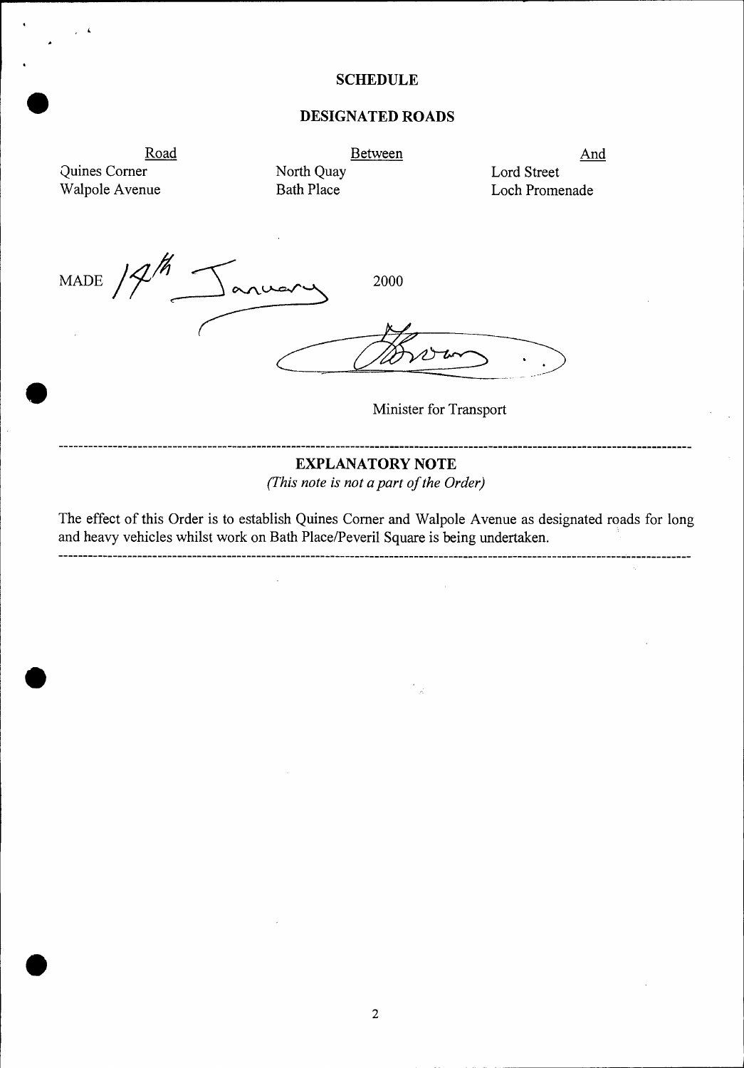## SCHEDULE

## DESIGNATED ROADS

| Road | Between | And |
|---|---|---|
| Quines Corner | North Quay | Lord Street |
| Walpole Avenue | Bath Place | Loch Promenade |

MADE 14th January 2000

Minister for Transport

---

**EXPLANATORY NOTE**

*(This note is not a part of the Order)*

The effect of this Order is to establish Quines Corner and Walpole Avenue as designated roads for long and heavy vehicles whilst work on Bath Place/Peveril Square is being undertaken.

---